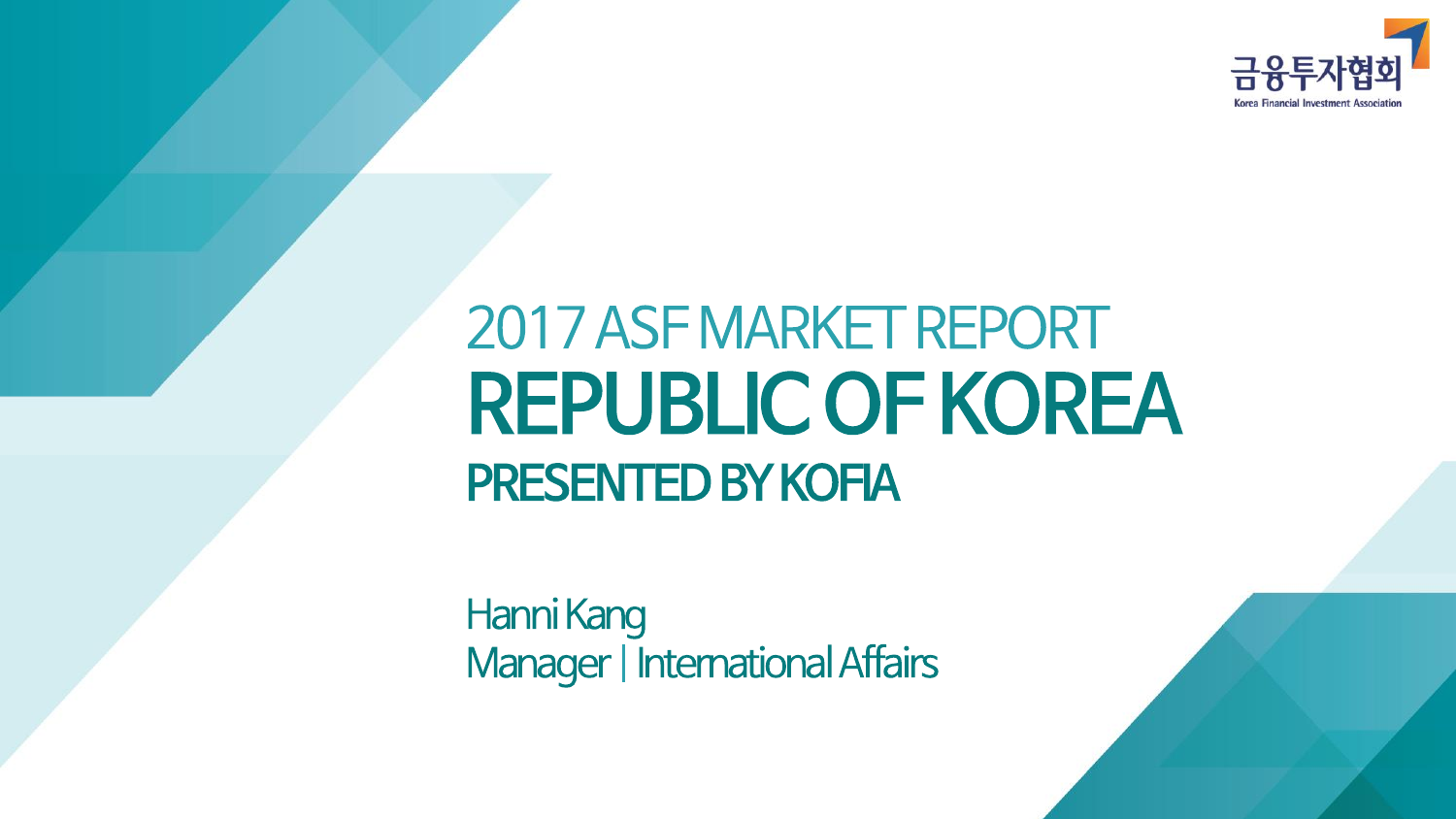금융투자협회

Korea Financial Investment Association

# 2017 ASF MARKET REPORT

# REPUBLIC OF KOREA

## PRESENTED BY KOFIA

Hanni Kang

Manager | International Affairs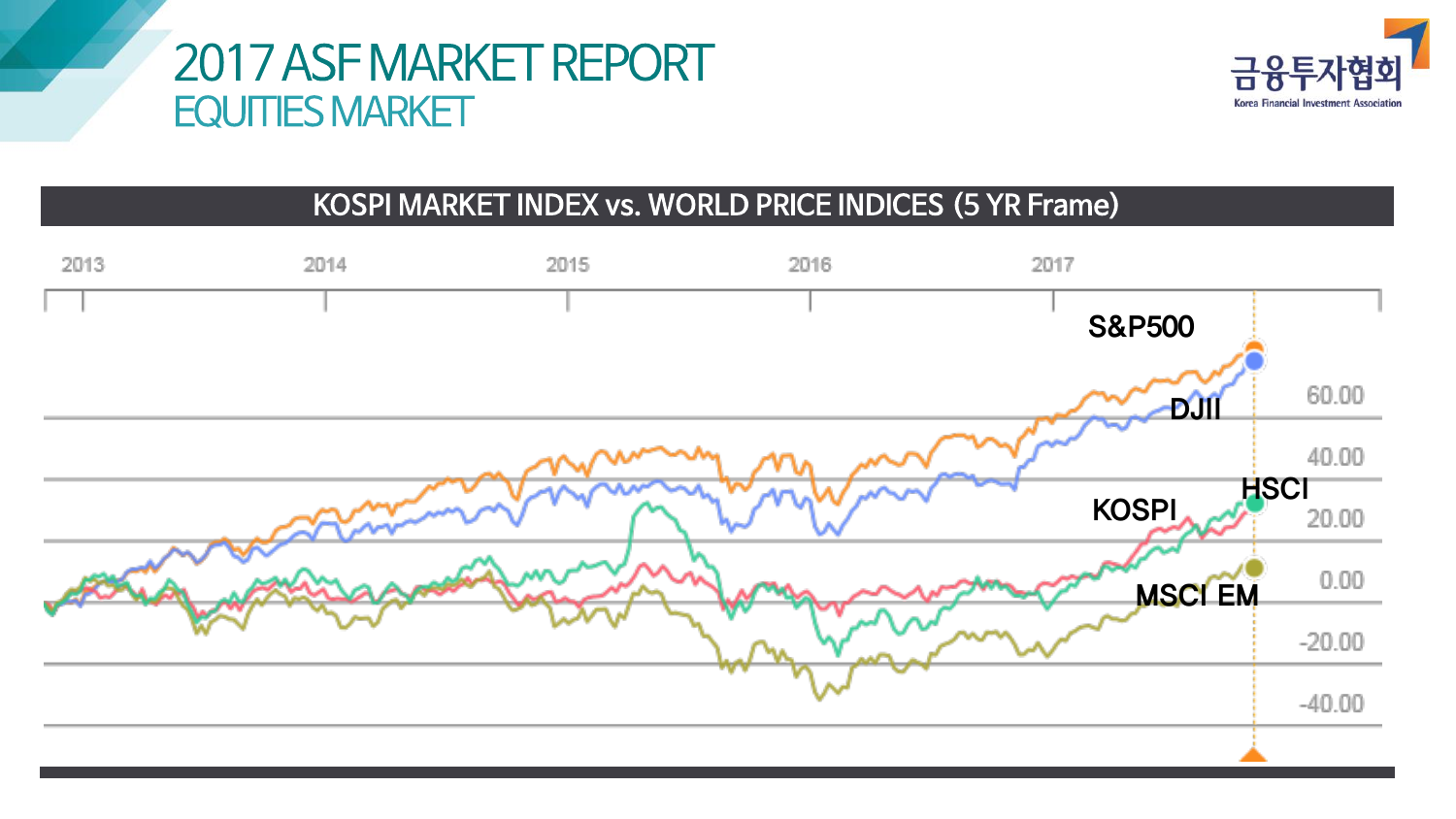# 2017 ASF MARKET REPORT

## EQUITIES MARKET

### KOSPI MARKET INDEX vs. WORLD PRICE INDICES (5 YR Frame)

2013 2014 2015 2016 2017

S&P500

DJII

HSCI

KOSPI

MSCI EM

60.00

40.00

20.00

0.00

-20.00

-40.00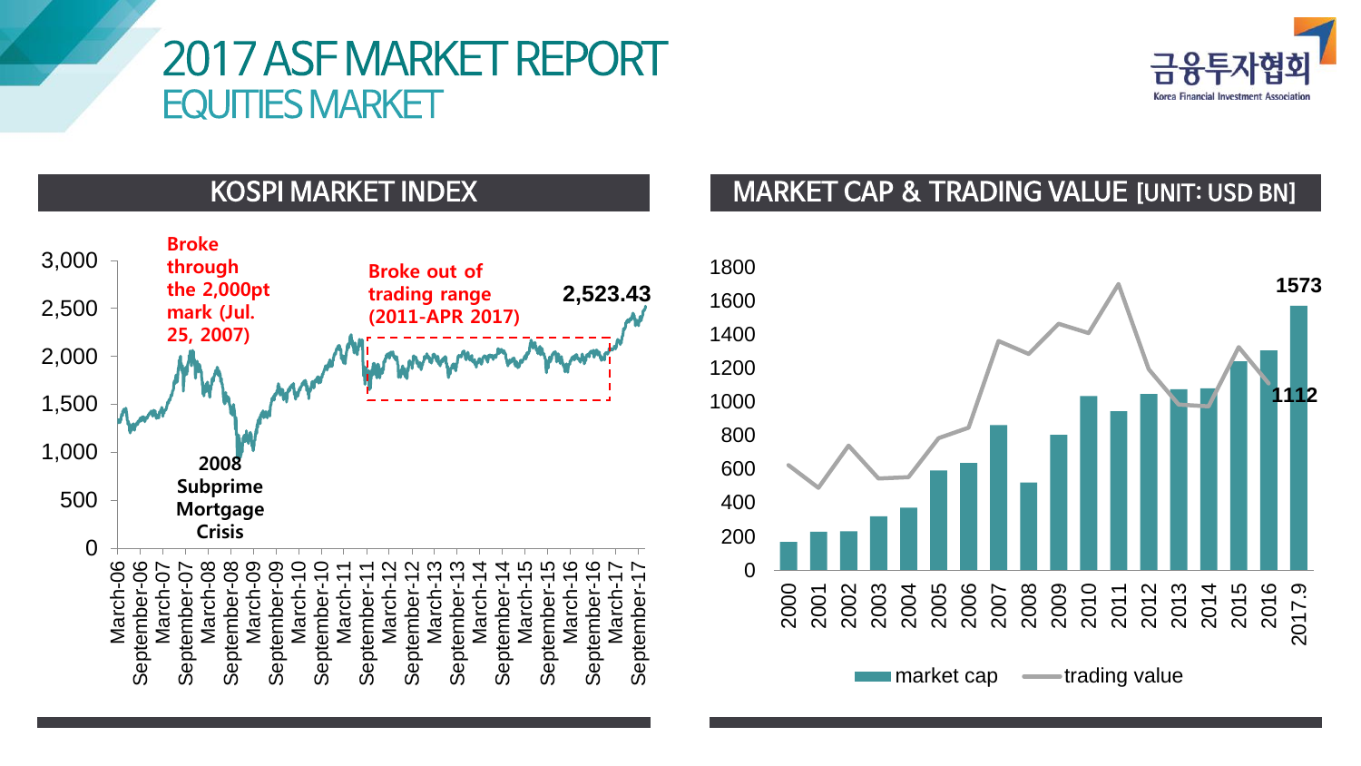# 2017 ASF MARKET REPORT
## EQUITIES MARKET

금융투자협회
Korea Financial Investment Association

### KOSPI MARKET INDEX

- Broke through the 2,000pt mark (Jul. 25, 2007)
- Broke out of trading range (2011-APR 2017)
- 2,523.43
- 2008 Subprime Mortgage Crisis

### MARKET CAP & TRADING VALUE [UNIT: USD BN]

- market cap: 1573 (2017.9)
- trading value: 1112 (2017.9)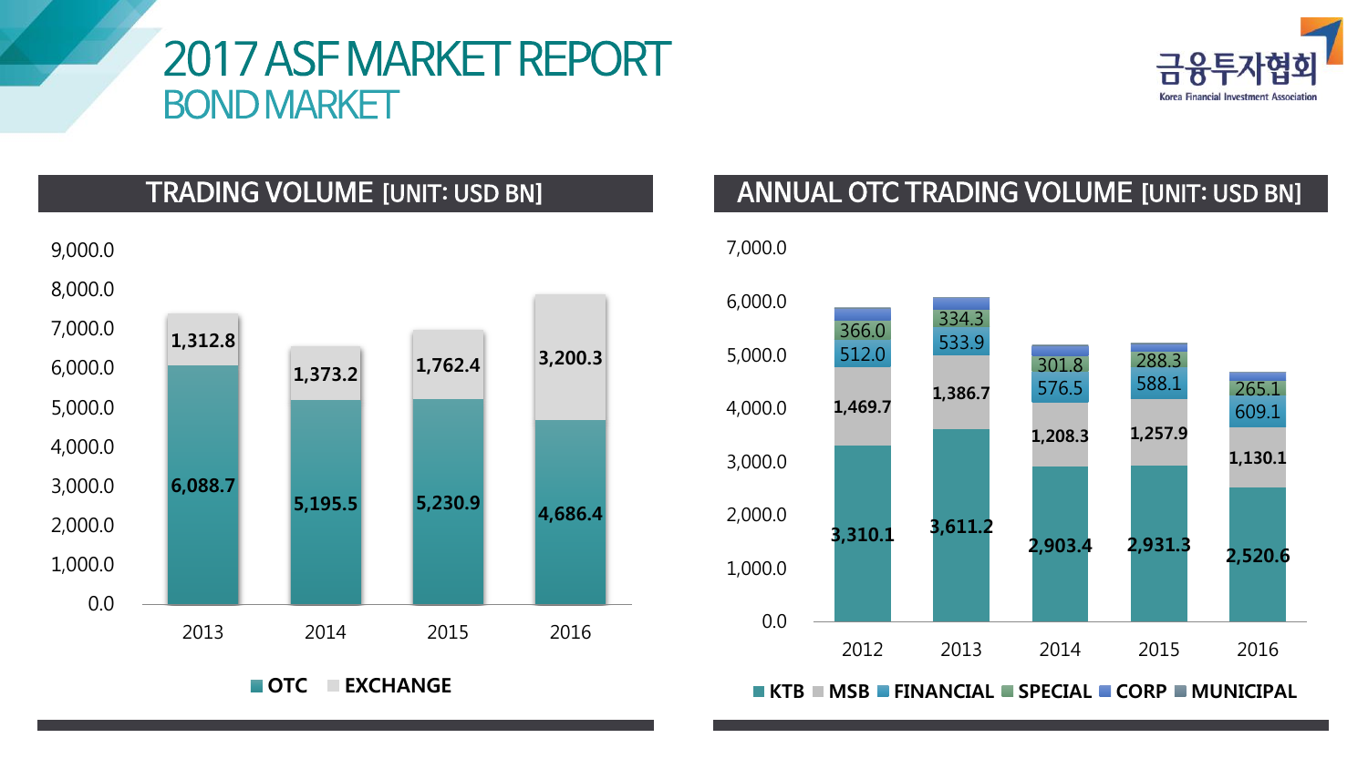# 2017 ASF MARKET REPORT

## BOND MARKET

금융투자협회
Korea Financial Investment Association

### TRADING VOLUME [UNIT: USD BN]

| Year | OTC | EXCHANGE |
|---|---|---|
| 2013 | 6,088.7 | 1,312.8 |
| 2014 | 5,195.5 | 1,373.2 |
| 2015 | 5,230.9 | 1,762.4 |
| 2016 | 4,686.4 | 3,200.3 |

### ANNUAL OTC TRADING VOLUME [UNIT: USD BN]

| Year | KTB | MSB | FINANCIAL | SPECIAL | CORP | MUNICIPAL |
|---|---|---|---|---|---|---|
| 2012 | 3,310.1 | 1,469.7 | 512.0 | 366.0 | | |
| 2013 | 3,611.2 | 1,386.7 | 533.9 | 334.3 | | |
| 2014 | 2,903.4 | 1,208.3 | 576.5 | 301.8 | | |
| 2015 | 2,931.3 | 1,257.9 | 588.1 | 288.3 | | |
| 2016 | 2,520.6 | 1,130.1 | 609.1 | 265.1 | | |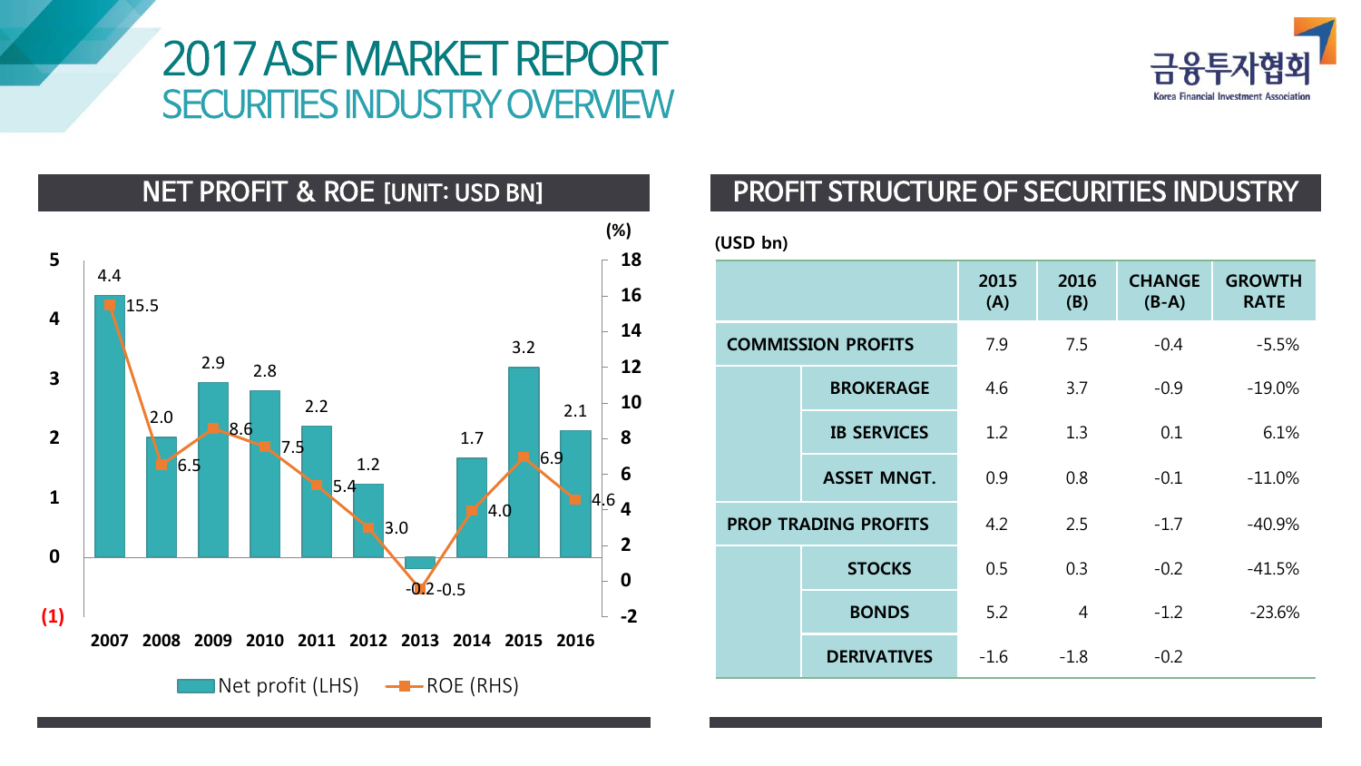# 2017 ASF MARKET REPORT
## SECURITIES INDUSTRY OVERVIEW

금융투자협회
Korea Financial Investment Association

## NET PROFIT & ROE [UNIT: USD BN]

| Year | Net profit (LHS) | ROE (RHS) (%) |
|---|---|---|
| 2007 | 4.4 | 15.5 |
| 2008 | 2.0 | 6.5 |
| 2009 | 2.9 | 8.6 |
| 2010 | 2.8 | 7.5 |
| 2011 | 2.2 | 5.4 |
| 2012 | 1.2 | 3.0 |
| 2013 | -0.2 | -0.5 |
| 2014 | 1.7 | 4.0 |
| 2015 | 3.2 | 6.9 |
| 2016 | 2.1 | 4.6 |

## PROFIT STRUCTURE OF SECURITIES INDUSTRY

(USD bn)

| | | 2015 (A) | 2016 (B) | CHANGE (B-A) | GROWTH RATE |
|---|---|---|---|---|---|
| COMMISSION PROFITS | | 7.9 | 7.5 | -0.4 | -5.5% |
| | BROKERAGE | 4.6 | 3.7 | -0.9 | -19.0% |
| | IB SERVICES | 1.2 | 1.3 | 0.1 | 6.1% |
| | ASSET MNGT. | 0.9 | 0.8 | -0.1 | -11.0% |
| PROP TRADING PROFITS | | 4.2 | 2.5 | -1.7 | -40.9% |
| | STOCKS | 0.5 | 0.3 | -0.2 | -41.5% |
| | BONDS | 5.2 | 4 | -1.2 | -23.6% |
| | DERIVATIVES | -1.6 | -1.8 | -0.2 | |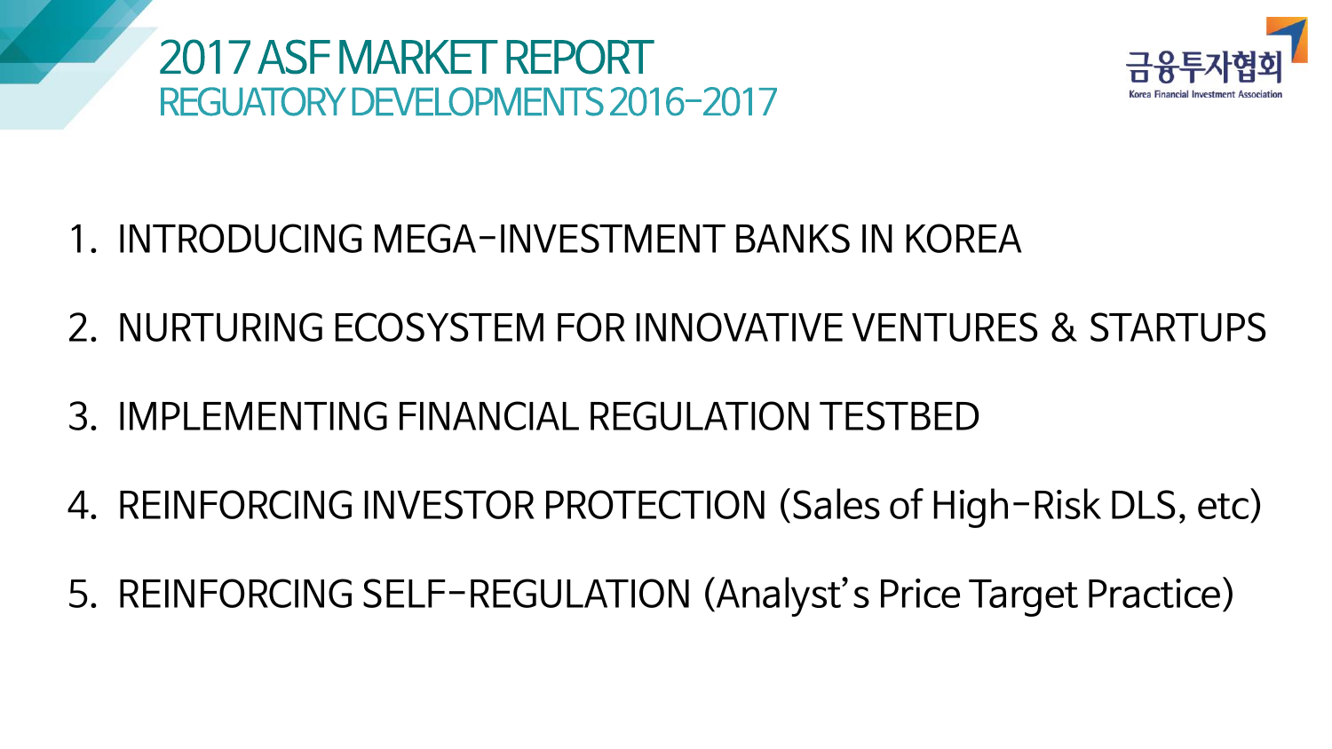# 2017 ASF MARKET REPORT

## REGUATORY DEVELOPMENTS 2016-2017

금융투자협회
Korea Financial Investment Association

1. INTRODUCING MEGA-INVESTMENT BANKS IN KOREA
2. NURTURING ECOSYSTEM FOR INNOVATIVE VENTURES & STARTUPS
3. IMPLEMENTING FINANCIAL REGULATION TESTBED
4. REINFORCING INVESTOR PROTECTION (Sales of High-Risk DLS, etc)
5. REINFORCING SELF-REGULATION (Analyst's Price Target Practice)